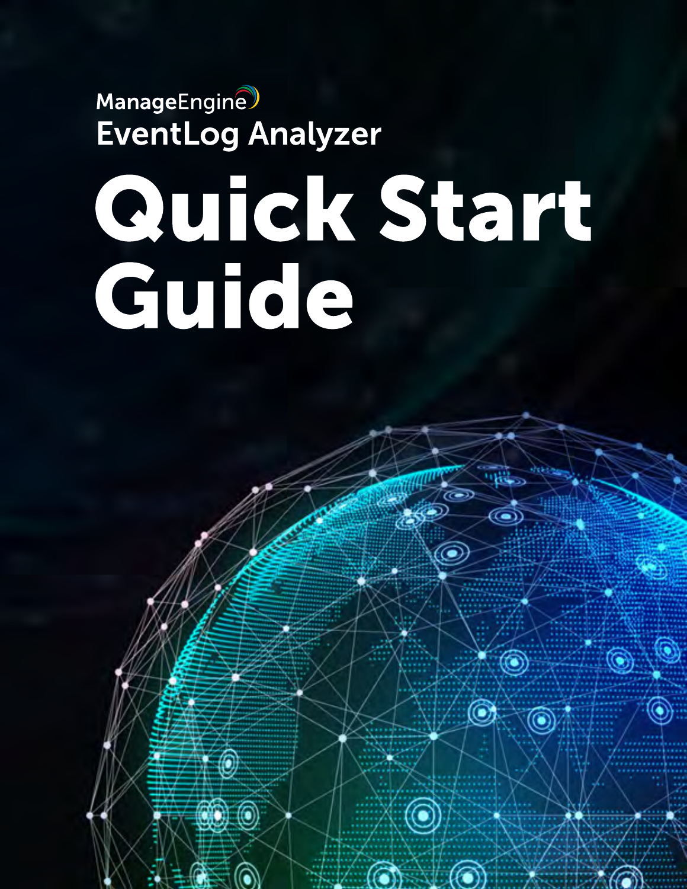ManageEngine

EventLog Analyzer

# Quick Start Guide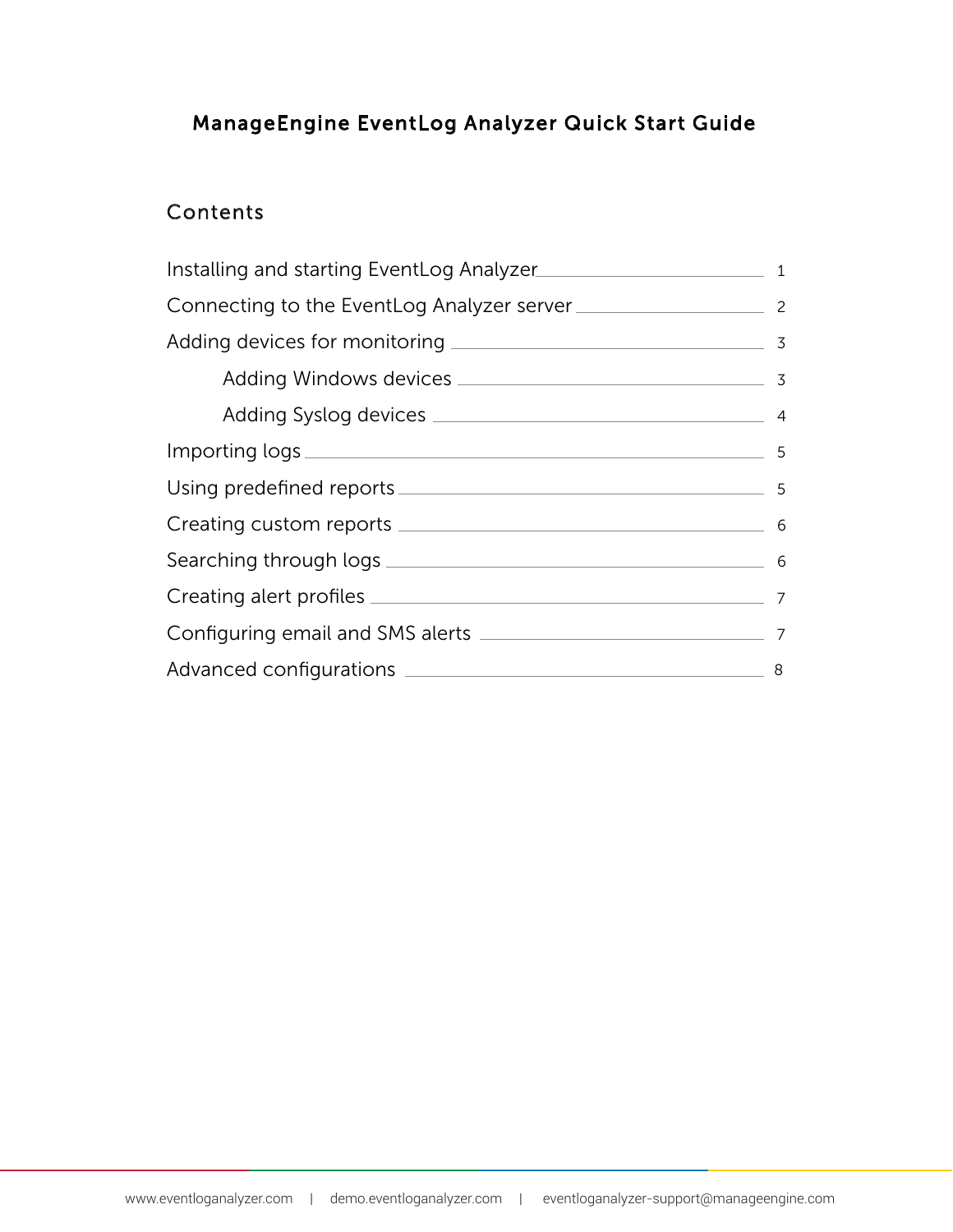# ManageEngine EventLog Analyzer Quick Start Guide

## Contents

- Installing and starting EventLog Analyzer ........ 1
- Connecting to the EventLog Analyzer server ........ 2
- Adding devices for monitoring ........ 3
  - Adding Windows devices ........ 3
  - Adding Syslog devices ........ 4
- Importing logs ........ 5
- Using predefined reports ........ 5
- Creating custom reports ........ 6
- Searching through logs ........ 6
- Creating alert profiles ........ 7
- Configuring email and SMS alerts ........ 7
- Advanced configurations ........ 8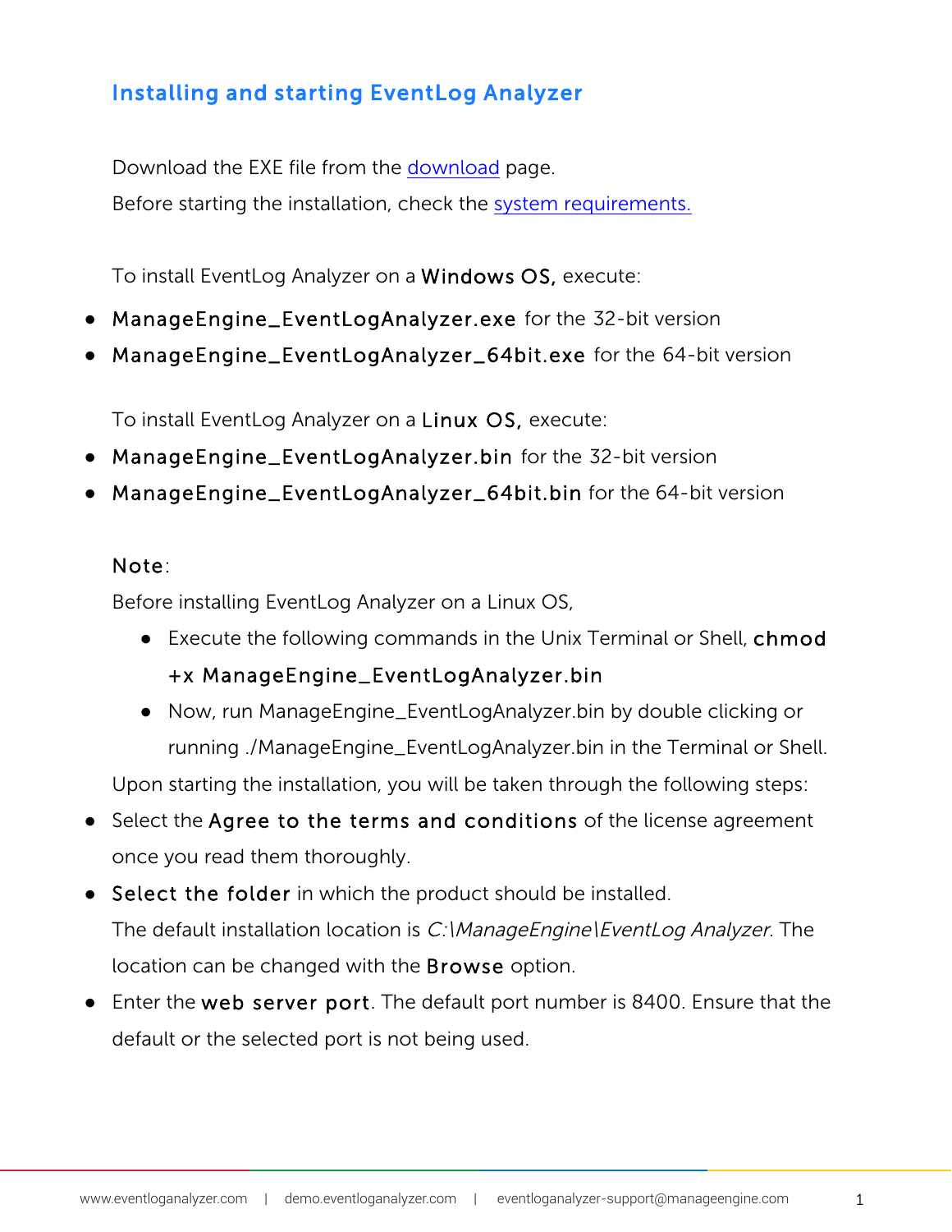## Installing and starting EventLog Analyzer

Download the EXE file from the [download](#) page.

Before starting the installation, check the [system requirements.](#)

To install EventLog Analyzer on a **Windows OS,** execute:

- **ManageEngine_EventLogAnalyzer.exe** for the 32-bit version
- **ManageEngine_EventLogAnalyzer_64bit.exe** for the 64-bit version

To install EventLog Analyzer on a **Linux OS,** execute:

- **ManageEngine_EventLogAnalyzer.bin** for the 32-bit version
- **ManageEngine_EventLogAnalyzer_64bit.bin** for the 64-bit version

**Note**:

Before installing EventLog Analyzer on a Linux OS,

- Execute the following commands in the Unix Terminal or Shell, **chmod +x ManageEngine_EventLogAnalyzer.bin**
- Now, run ManageEngine_EventLogAnalyzer.bin by double clicking or running ./ManageEngine_EventLogAnalyzer.bin in the Terminal or Shell.

Upon starting the installation, you will be taken through the following steps:

- Select the **Agree to the terms and conditions** of the license agreement once you read them thoroughly.
- **Select the folder** in which the product should be installed.
  The default installation location is *C:\ManageEngine\EventLog Analyzer*. The location can be changed with the **Browse** option.
- Enter the **web server port**. The default port number is 8400. Ensure that the default or the selected port is not being used.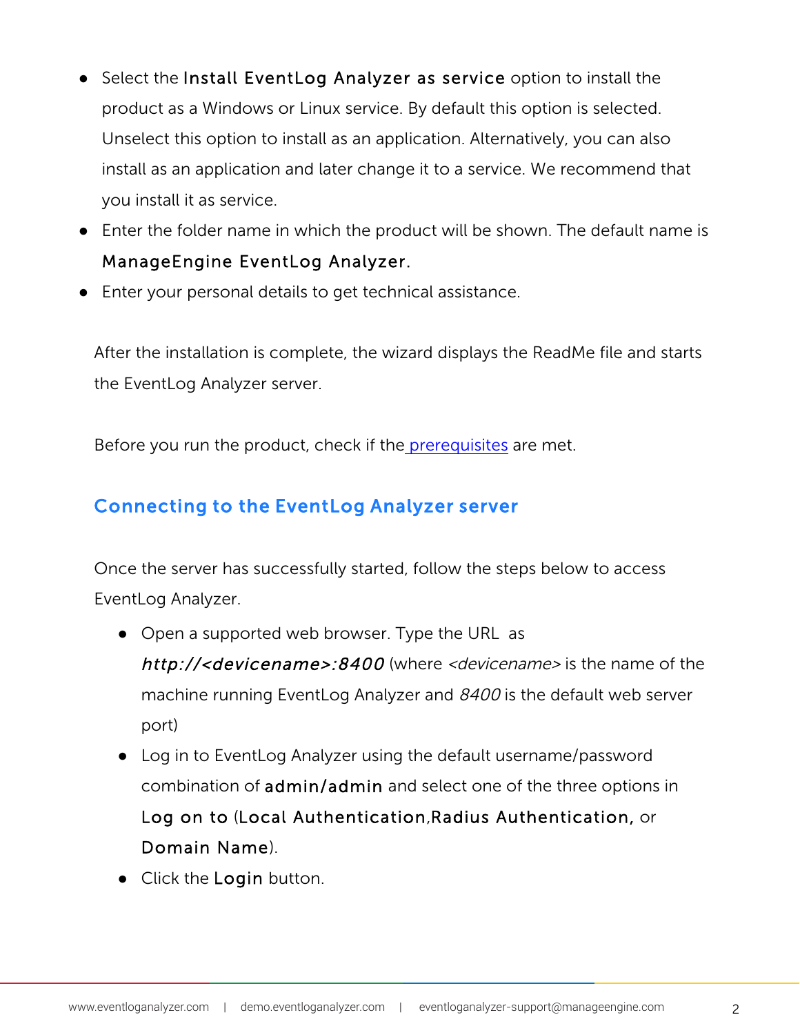- Select the **Install EventLog Analyzer as service** option to install the product as a Windows or Linux service. By default this option is selected. Unselect this option to install as an application. Alternatively, you can also install as an application and later change it to a service. We recommend that you install it as service.
- Enter the folder name in which the product will be shown. The default name is **ManageEngine EventLog Analyzer.**
- Enter your personal details to get technical assistance.

After the installation is complete, the wizard displays the ReadMe file and starts the EventLog Analyzer server.

Before you run the product, check if the [prerequisites]() are met.

## Connecting to the EventLog Analyzer server

Once the server has successfully started, follow the steps below to access EventLog Analyzer.

- Open a supported web browser. Type the URL as ***http://<devicename>:8400*** (where *<devicename>* is the name of the machine running EventLog Analyzer and *8400* is the default web server port)
- Log in to EventLog Analyzer using the default username/password combination of **admin/admin** and select one of the three options in **Log on to** (**Local Authentication**,**Radius Authentication,** or **Domain Name**).
- Click the **Login** button.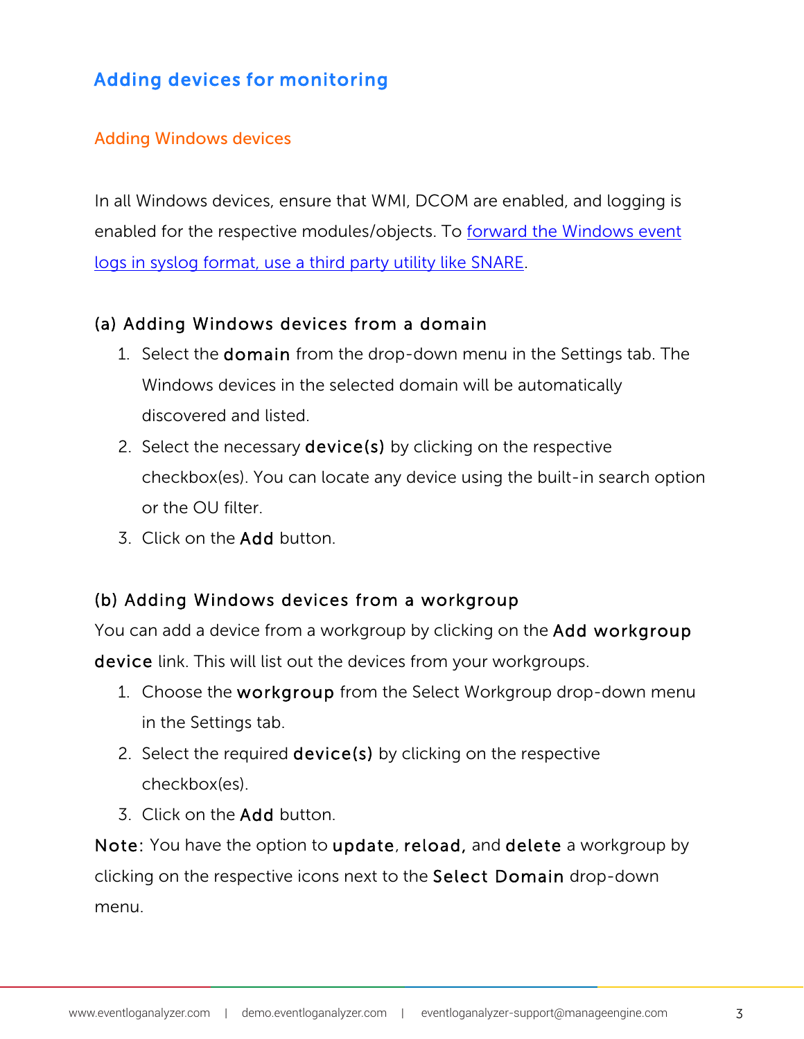## Adding devices for monitoring

### Adding Windows devices

In all Windows devices, ensure that WMI, DCOM are enabled, and logging is enabled for the respective modules/objects. To forward the Windows event logs in syslog format, use a third party utility like SNARE.

#### (a) Adding Windows devices from a domain

1. Select the **domain** from the drop-down menu in the Settings tab. The Windows devices in the selected domain will be automatically discovered and listed.
2. Select the necessary **device(s)** by clicking on the respective checkbox(es). You can locate any device using the built-in search option or the OU filter.
3. Click on the **Add** button.

#### (b) Adding Windows devices from a workgroup

You can add a device from a workgroup by clicking on the **Add workgroup device** link. This will list out the devices from your workgroups.

1. Choose the **workgroup** from the Select Workgroup drop-down menu in the Settings tab.
2. Select the required **device(s)** by clicking on the respective checkbox(es).
3. Click on the **Add** button.

**Note:** You have the option to **update**, **reload,** and **delete** a workgroup by clicking on the respective icons next to the **Select Domain** drop-down menu.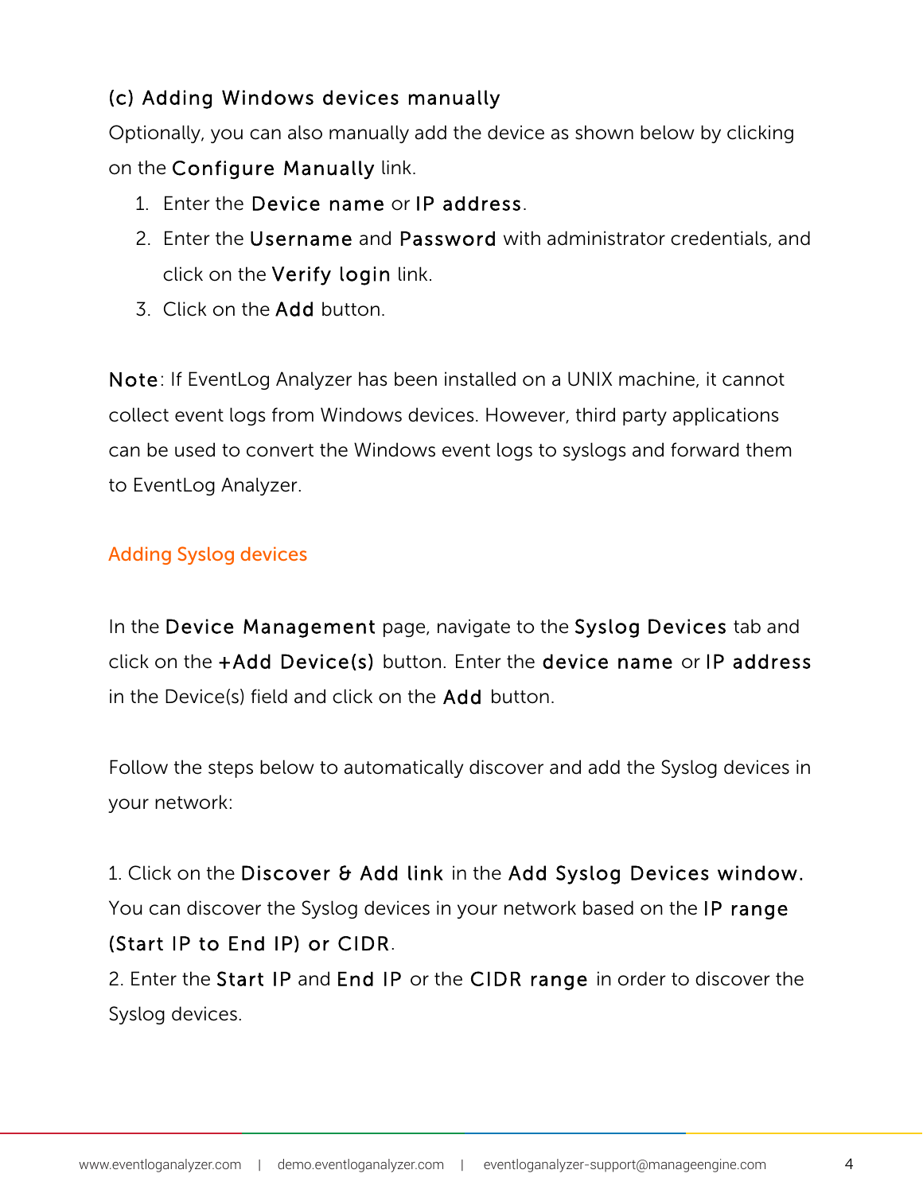### (c) Adding Windows devices manually

Optionally, you can also manually add the device as shown below by clicking on the **Configure Manually** link.

1. Enter the **Device name** or **IP address**.
2. Enter the **Username** and **Password** with administrator credentials, and click on the **Verify login** link.
3. Click on the **Add** button.

**Note**: If EventLog Analyzer has been installed on a UNIX machine, it cannot collect event logs from Windows devices. However, third party applications can be used to convert the Windows event logs to syslogs and forward them to EventLog Analyzer.

## Adding Syslog devices

In the **Device Management** page, navigate to the **Syslog Devices** tab and click on the **+Add Device(s)** button. Enter the **device name** or **IP address** in the Device(s) field and click on the **Add** button.

Follow the steps below to automatically discover and add the Syslog devices in your network:

1. Click on the **Discover & Add link** in the **Add Syslog Devices window.** You can discover the Syslog devices in your network based on the **IP range (Start IP to End IP) or CIDR**.
2. Enter the **Start IP** and **End IP** or the **CIDR range** in order to discover the Syslog devices.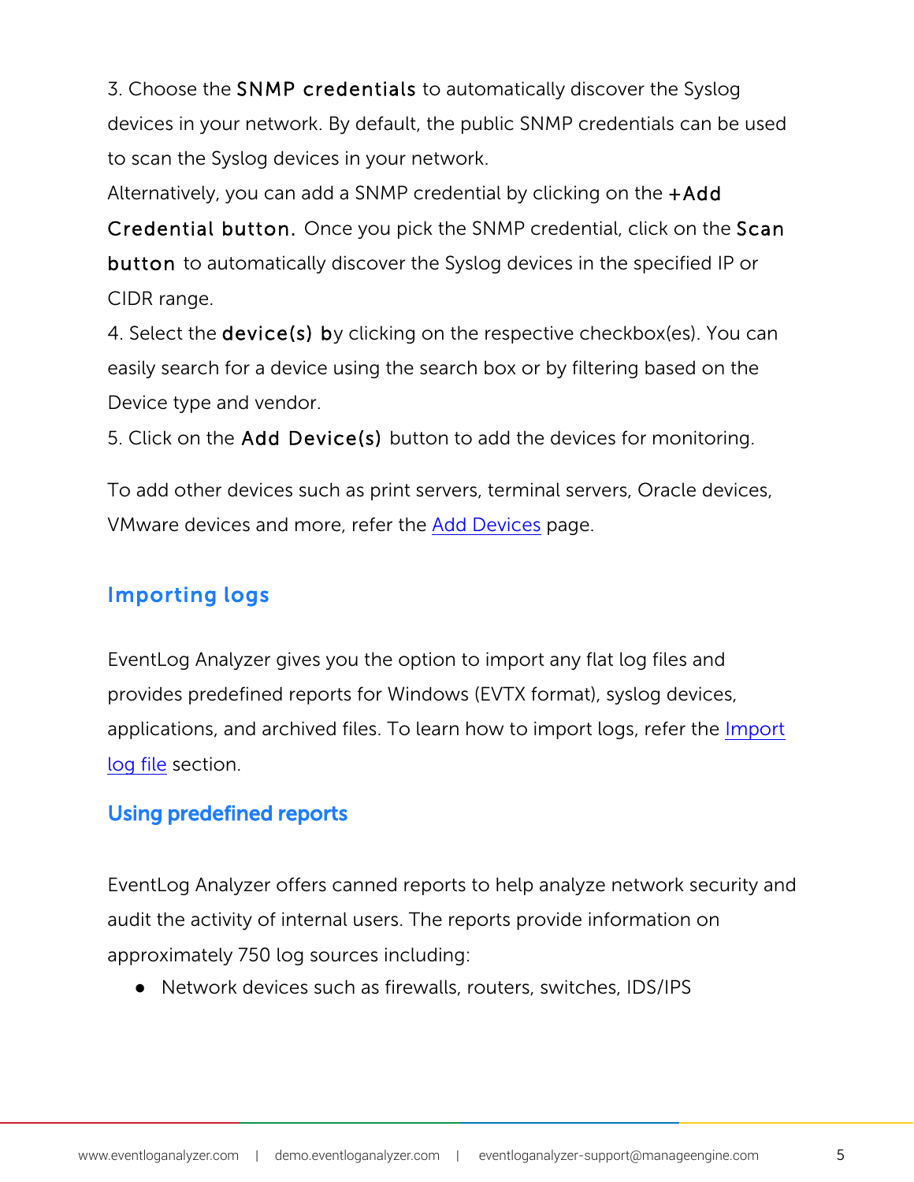3. Choose the **SNMP credentials** to automatically discover the Syslog devices in your network. By default, the public SNMP credentials can be used to scan the Syslog devices in your network.
Alternatively, you can add a SNMP credential by clicking on the **+Add Credential button.** Once you pick the SNMP credential, click on the **Scan button** to automatically discover the Syslog devices in the specified IP or CIDR range.
4. Select the **device(s) b**y clicking on the respective checkbox(es). You can easily search for a device using the search box or by filtering based on the Device type and vendor.
5. Click on the **Add Device(s)** button to add the devices for monitoring.

To add other devices such as print servers, terminal servers, Oracle devices, VMware devices and more, refer the [Add Devices]() page.

## Importing logs

EventLog Analyzer gives you the option to import any flat log files and provides predefined reports for Windows (EVTX format), syslog devices, applications, and archived files. To learn how to import logs, refer the [Import log file]() section.

## Using predefined reports

EventLog Analyzer offers canned reports to help analyze network security and audit the activity of internal users. The reports provide information on approximately 750 log sources including:

- Network devices such as firewalls, routers, switches, IDS/IPS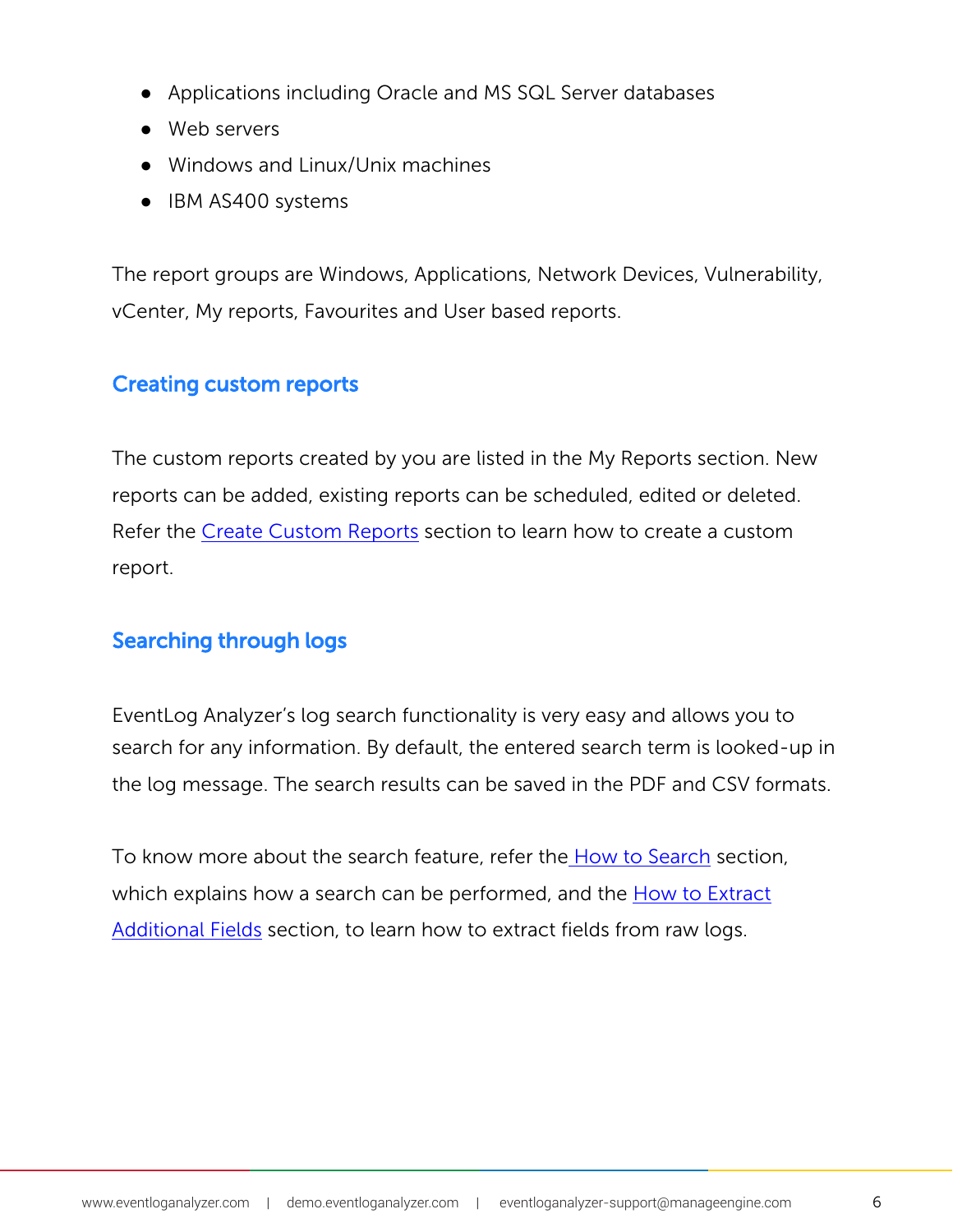- Applications including Oracle and MS SQL Server databases
- Web servers
- Windows and Linux/Unix machines
- IBM AS400 systems

The report groups are Windows, Applications, Network Devices, Vulnerability, vCenter, My reports, Favourites and User based reports.

## Creating custom reports

The custom reports created by you are listed in the My Reports section. New reports can be added, existing reports can be scheduled, edited or deleted. Refer the Create Custom Reports section to learn how to create a custom report.

## Searching through logs

EventLog Analyzer's log search functionality is very easy and allows you to search for any information. By default, the entered search term is looked-up in the log message. The search results can be saved in the PDF and CSV formats.

To know more about the search feature, refer the How to Search section, which explains how a search can be performed, and the How to Extract Additional Fields section, to learn how to extract fields from raw logs.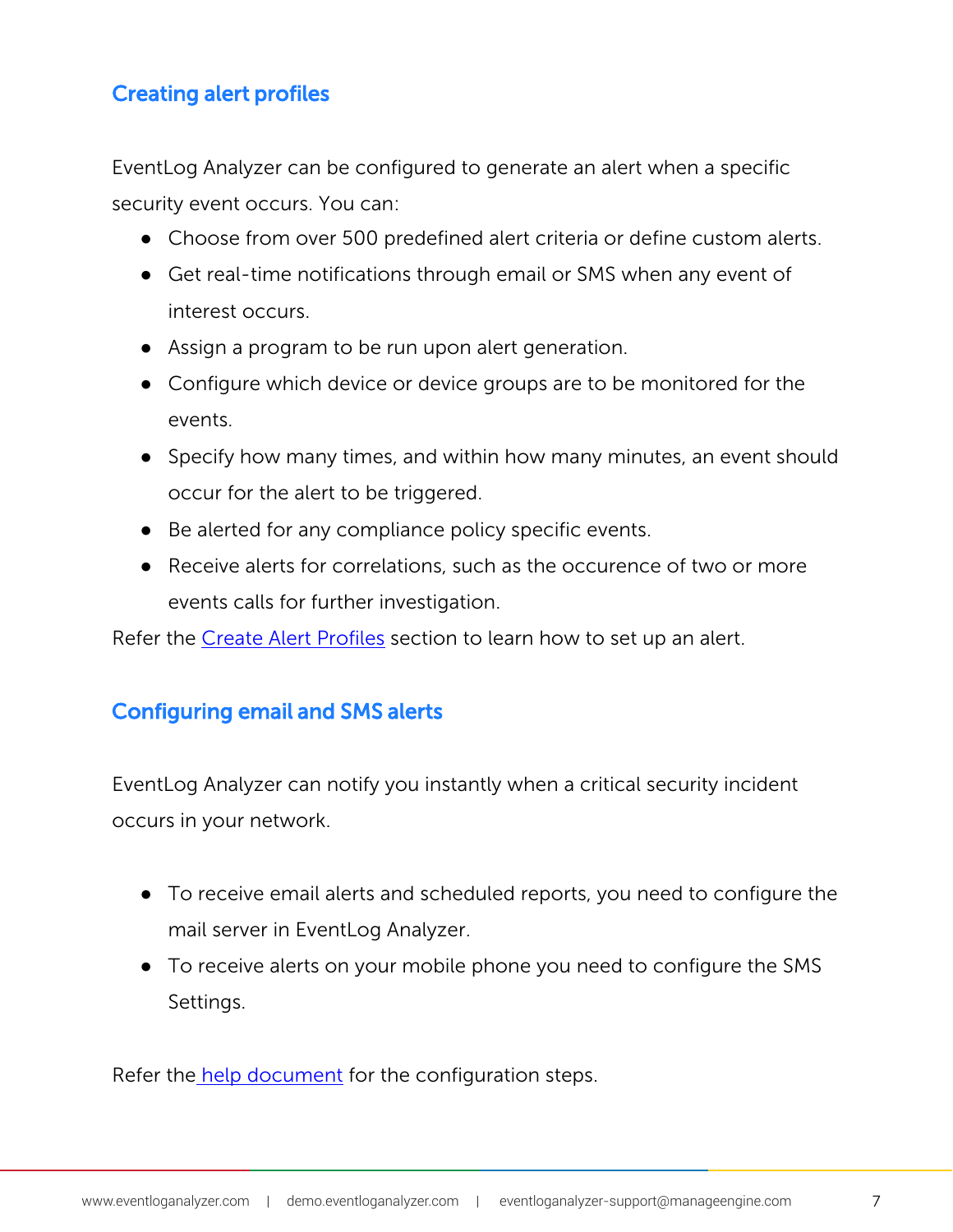## Creating alert profiles

EventLog Analyzer can be configured to generate an alert when a specific security event occurs. You can:

- Choose from over 500 predefined alert criteria or define custom alerts.
- Get real-time notifications through email or SMS when any event of interest occurs.
- Assign a program to be run upon alert generation.
- Configure which device or device groups are to be monitored for the events.
- Specify how many times, and within how many minutes, an event should occur for the alert to be triggered.
- Be alerted for any compliance policy specific events.
- Receive alerts for correlations, such as the occurence of two or more events calls for further investigation.

Refer the [Create Alert Profiles]() section to learn how to set up an alert.

## Configuring email and SMS alerts

EventLog Analyzer can notify you instantly when a critical security incident occurs in your network.

- To receive email alerts and scheduled reports, you need to configure the mail server in EventLog Analyzer.
- To receive alerts on your mobile phone you need to configure the SMS Settings.

Refer the [help document]() for the configuration steps.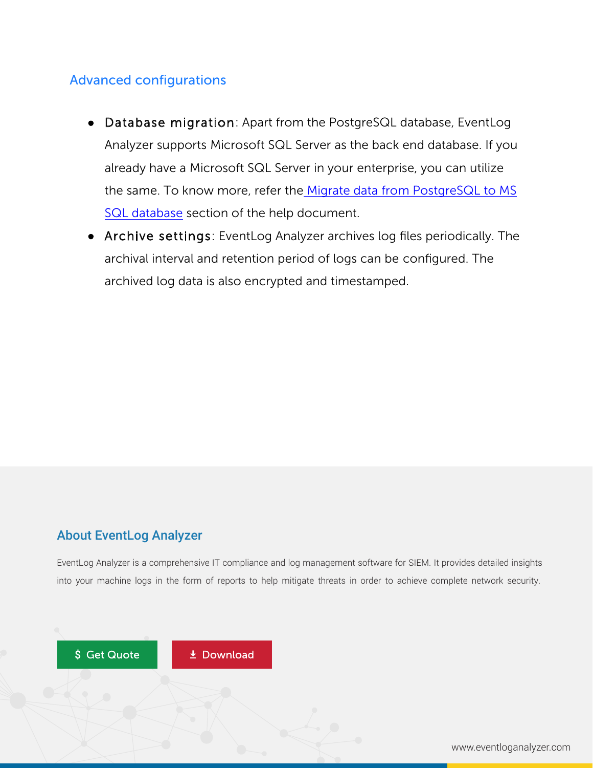## Advanced configurations

- **Database migration**: Apart from the PostgreSQL database, EventLog Analyzer supports Microsoft SQL Server as the back end database. If you already have a Microsoft SQL Server in your enterprise, you can utilize the same. To know more, refer the [Migrate data from PostgreSQL to MS SQL database]() section of the help document.
- **Archive settings**: EventLog Analyzer archives log files periodically. The archival interval and retention period of logs can be configured. The archived log data is also encrypted and timestamped.

### About EventLog Analyzer

EventLog Analyzer is a comprehensive IT compliance and log management software for SIEM. It provides detailed insights into your machine logs in the form of reports to help mitigate threats in order to achieve complete network security.

$ Get Quote

Download

www.eventloganalyzer.com